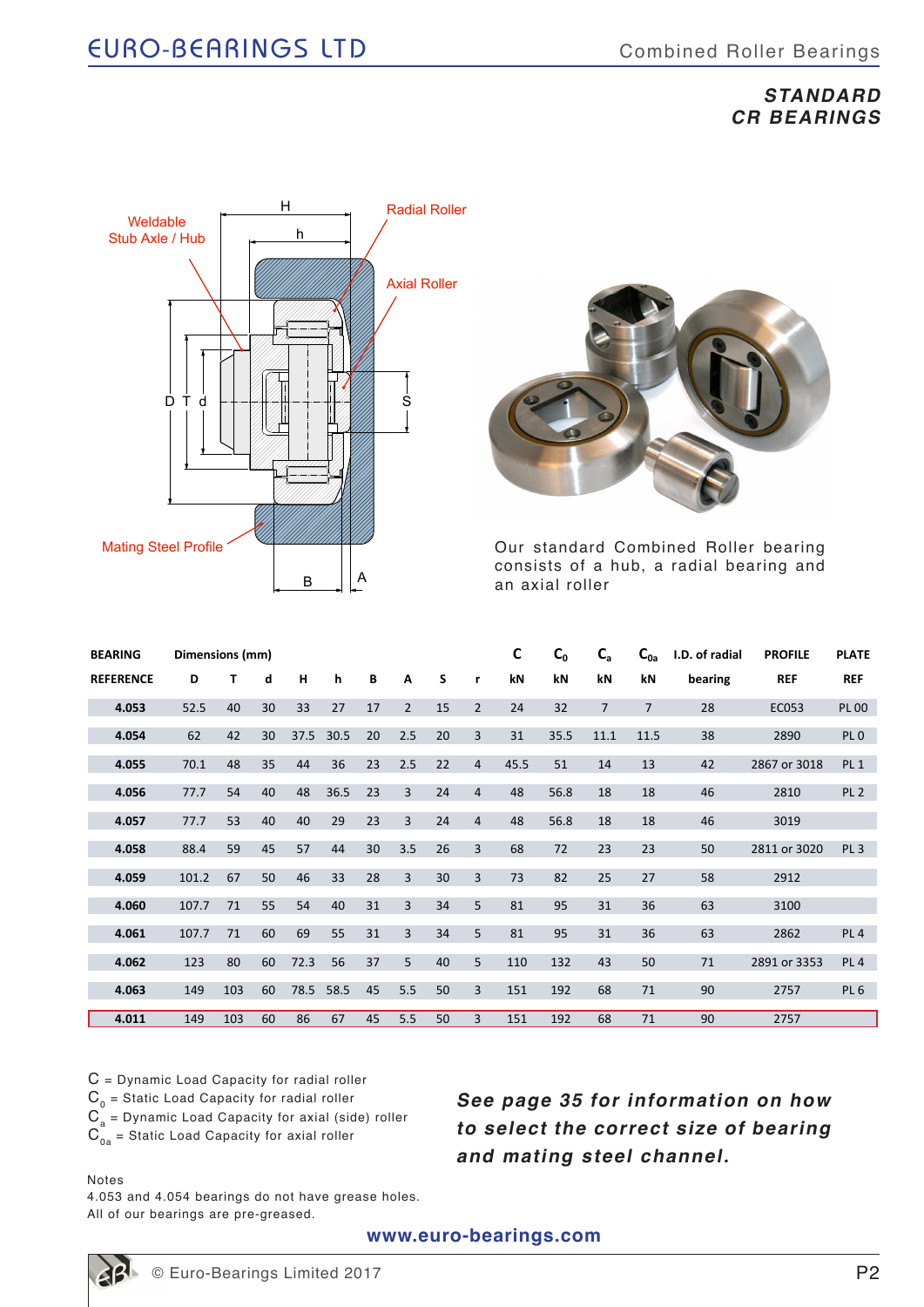# STANDARD CR BEARINGS

Weldable Stub Axle / Hub

Radial Roller

Axial Roller

Mating Steel Profile

Our standard Combined Roller bearing consists of a hub, a radial bearing and an axial roller

| BEARING | Dimensions (mm) | | | | | | | | | C | $C_0$ | $C_a$ | $C_{0a}$ | I.D. of radial | PROFILE | PLATE |
|---|---|---|---|---|---|---|---|---|---|---|---|---|---|---|---|---|
| REFERENCE | D | T | d | H | h | B | A | S | r | kN | kN | kN | kN | bearing | REF | REF |
| **4.053** | 52.5 | 40 | 30 | 33 | 27 | 17 | 2 | 15 | 2 | 24 | 32 | 7 | 7 | 28 | EC053 | PL 00 |
| **4.054** | 62 | 42 | 30 | 37.5 | 30.5 | 20 | 2.5 | 20 | 3 | 31 | 35.5 | 11.1 | 11.5 | 38 | 2890 | PL 0 |
| **4.055** | 70.1 | 48 | 35 | 44 | 36 | 23 | 2.5 | 22 | 4 | 45.5 | 51 | 14 | 13 | 42 | 2867 or 3018 | PL 1 |
| **4.056** | 77.7 | 54 | 40 | 48 | 36.5 | 23 | 3 | 24 | 4 | 48 | 56.8 | 18 | 18 | 46 | 2810 | PL 2 |
| **4.057** | 77.7 | 53 | 40 | 40 | 29 | 23 | 3 | 24 | 4 | 48 | 56.8 | 18 | 18 | 46 | 3019 | |
| **4.058** | 88.4 | 59 | 45 | 57 | 44 | 30 | 3.5 | 26 | 3 | 68 | 72 | 23 | 23 | 50 | 2811 or 3020 | PL 3 |
| **4.059** | 101.2 | 67 | 50 | 46 | 33 | 28 | 3 | 30 | 3 | 73 | 82 | 25 | 27 | 58 | 2912 | |
| **4.060** | 107.7 | 71 | 55 | 54 | 40 | 31 | 3 | 34 | 5 | 81 | 95 | 31 | 36 | 63 | 3100 | |
| **4.061** | 107.7 | 71 | 60 | 69 | 55 | 31 | 3 | 34 | 5 | 81 | 95 | 31 | 36 | 63 | 2862 | PL 4 |
| **4.062** | 123 | 80 | 60 | 72.3 | 56 | 37 | 5 | 40 | 5 | 110 | 132 | 43 | 50 | 71 | 2891 or 3353 | PL 4 |
| **4.063** | 149 | 103 | 60 | 78.5 | 58.5 | 45 | 5.5 | 50 | 3 | 151 | 192 | 68 | 71 | 90 | 2757 | PL 6 |
| **4.011** | 149 | 103 | 60 | 86 | 67 | 45 | 5.5 | 50 | 3 | 151 | 192 | 68 | 71 | 90 | 2757 | |

C = Dynamic Load Capacity for radial roller  
$C_0$ = Static Load Capacity for radial roller  
$C_a$ = Dynamic Load Capacity for axial (side) roller  
$C_{0a}$ = Static Load Capacity for axial roller

***See page 35 for information on how to select the correct size of bearing and mating steel channel.***

Notes  
4.053 and 4.054 bearings do not have grease holes.  
All of our bearings are pre-greased.

**www.euro-bearings.com**

© Euro-Bearings Limited 2017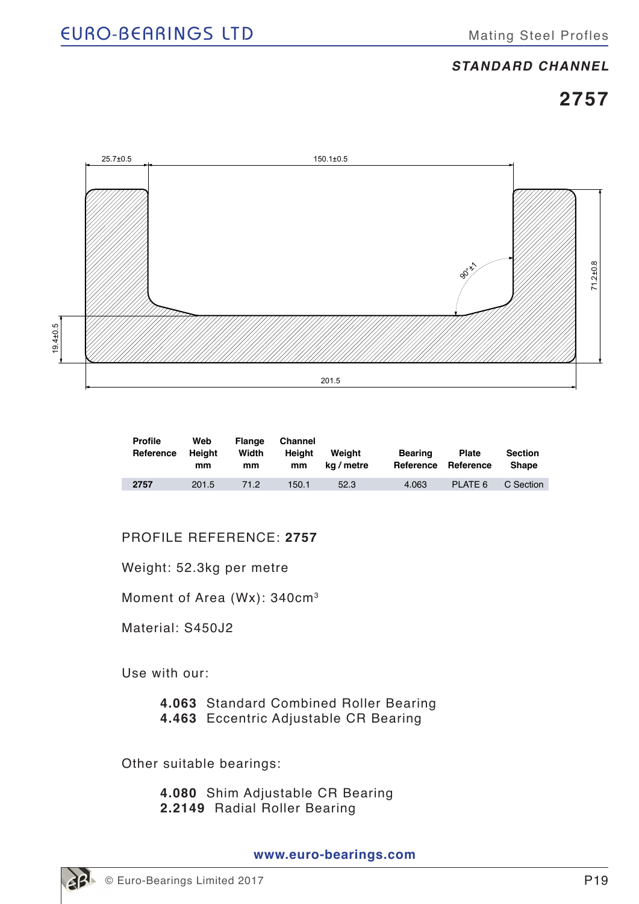## STANDARD CHANNEL

# 2757

25.7±0.5

150.1±0.5

90°±1

71.2±0.8

19.4±0.5

201.5

| Profile Reference | Web Height mm | Flange Width mm | Channel Height mm | Weight kg / metre | Bearing Reference | Plate Reference | Section Shape |
|---|---|---|---|---|---|---|---|
| **2757** | 201.5 | 71.2 | 150.1 | 52.3 | 4.063 | PLATE 6 | C Section |

PROFILE REFERENCE: **2757**

Weight: 52.3kg per metre

Moment of Area (Wx): 340cm³

Material: S450J2

Use with our:

**4.063** Standard Combined Roller Bearing
**4.463** Eccentric Adjustable CR Bearing

Other suitable bearings:

**4.080** Shim Adjustable CR Bearing
**2.2149** Radial Roller Bearing

**www.euro-bearings.com**

© Euro-Bearings Limited 2017